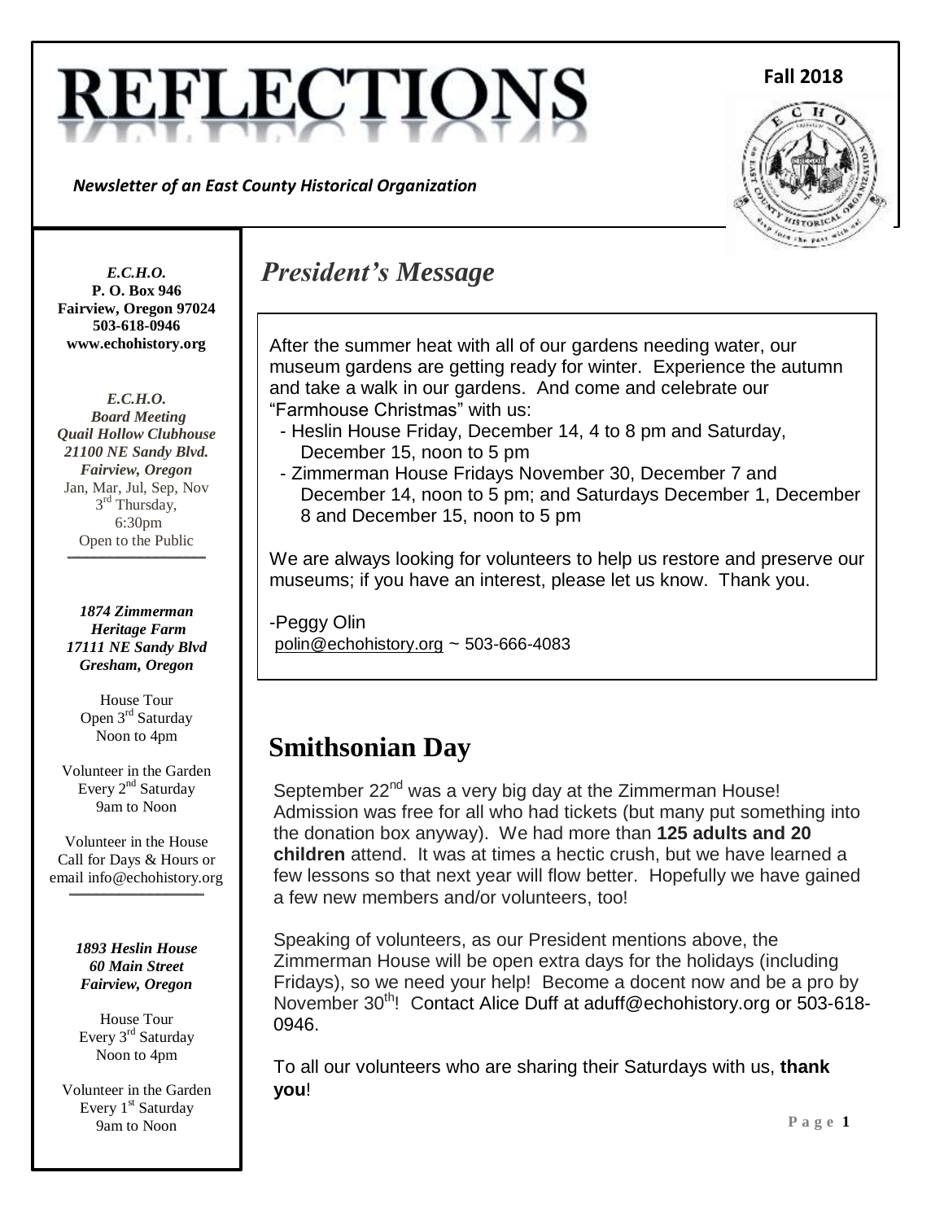# REFLECTIONS

**Fall 2018**

*Newsletter of an East County Historical Organization*

***E.C.H.O.***
**P. O. Box 946**
**Fairview, Oregon 97024**
**503-618-0946**
**www.echohistory.org**

***E.C.H.O.***
***Board Meeting***
***Quail Hollow Clubhouse***
***21100 NE Sandy Blvd.***
***Fairview, Oregon***
Jan, Mar, Jul, Sep, Nov
3rd Thursday,
6:30pm
Open to the Public

***1874 Zimmerman Heritage Farm***
***17111 NE Sandy Blvd***
***Gresham, Oregon***

House Tour
Open 3rd Saturday
Noon to 4pm

Volunteer in the Garden
Every 2nd Saturday
9am to Noon

Volunteer in the House
Call for Days & Hours or email info@echohistory.org

***1893 Heslin House***
***60 Main Street***
***Fairview, Oregon***

House Tour
Every 3rd Saturday
Noon to 4pm

Volunteer in the Garden
Every 1st Saturday
9am to Noon

## *President's Message*

After the summer heat with all of our gardens needing water, our museum gardens are getting ready for winter. Experience the autumn and take a walk in our gardens. And come and celebrate our "Farmhouse Christmas" with us:

- Heslin House Friday, December 14, 4 to 8 pm and Saturday, December 15, noon to 5 pm
- Zimmerman House Fridays November 30, December 7 and December 14, noon to 5 pm; and Saturdays December 1, December 8 and December 15, noon to 5 pm

We are always looking for volunteers to help us restore and preserve our museums; if you have an interest, please let us know. Thank you.

-Peggy Olin
polin@echohistory.org ~ 503-666-4083

## Smithsonian Day

September 22nd was a very big day at the Zimmerman House! Admission was free for all who had tickets (but many put something into the donation box anyway). We had more than **125 adults and 20 children** attend. It was at times a hectic crush, but we have learned a few lessons so that next year will flow better. Hopefully we have gained a few new members and/or volunteers, too!

Speaking of volunteers, as our President mentions above, the Zimmerman House will be open extra days for the holidays (including Fridays), so we need your help! Become a docent now and be a pro by November 30th! Contact Alice Duff at aduff@echohistory.org or 503-618-0946.

To all our volunteers who are sharing their Saturdays with us, **thank you**!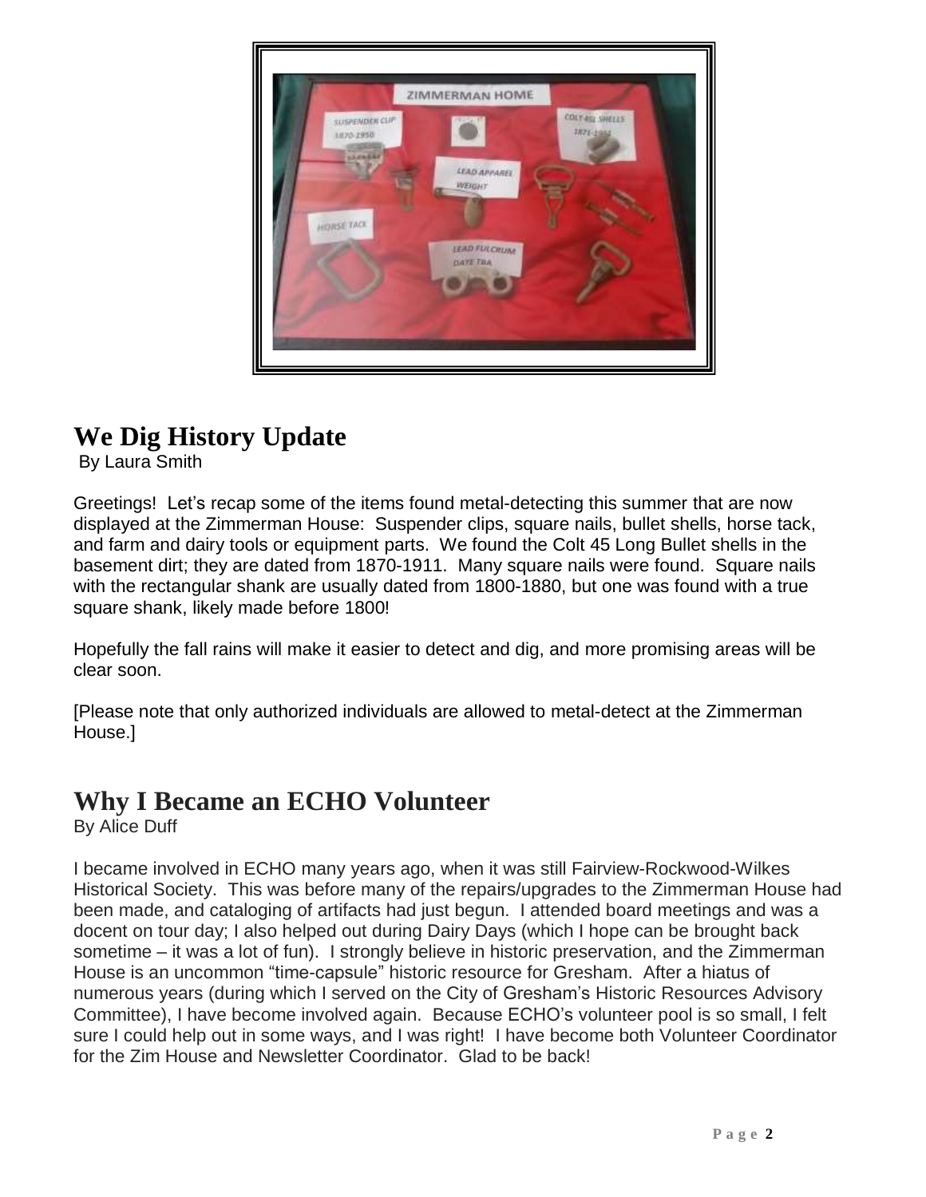## We Dig History Update

By Laura Smith

Greetings! Let's recap some of the items found metal-detecting this summer that are now displayed at the Zimmerman House: Suspender clips, square nails, bullet shells, horse tack, and farm and dairy tools or equipment parts. We found the Colt 45 Long Bullet shells in the basement dirt; they are dated from 1870-1911. Many square nails were found. Square nails with the rectangular shank are usually dated from 1800-1880, but one was found with a true square shank, likely made before 1800!

Hopefully the fall rains will make it easier to detect and dig, and more promising areas will be clear soon.

[Please note that only authorized individuals are allowed to metal-detect at the Zimmerman House.]

## Why I Became an ECHO Volunteer

By Alice Duff

I became involved in ECHO many years ago, when it was still Fairview-Rockwood-Wilkes Historical Society. This was before many of the repairs/upgrades to the Zimmerman House had been made, and cataloging of artifacts had just begun. I attended board meetings and was a docent on tour day; I also helped out during Dairy Days (which I hope can be brought back sometime – it was a lot of fun). I strongly believe in historic preservation, and the Zimmerman House is an uncommon "time-capsule" historic resource for Gresham. After a hiatus of numerous years (during which I served on the City of Gresham's Historic Resources Advisory Committee), I have become involved again. Because ECHO's volunteer pool is so small, I felt sure I could help out in some ways, and I was right! I have become both Volunteer Coordinator for the Zim House and Newsletter Coordinator. Glad to be back!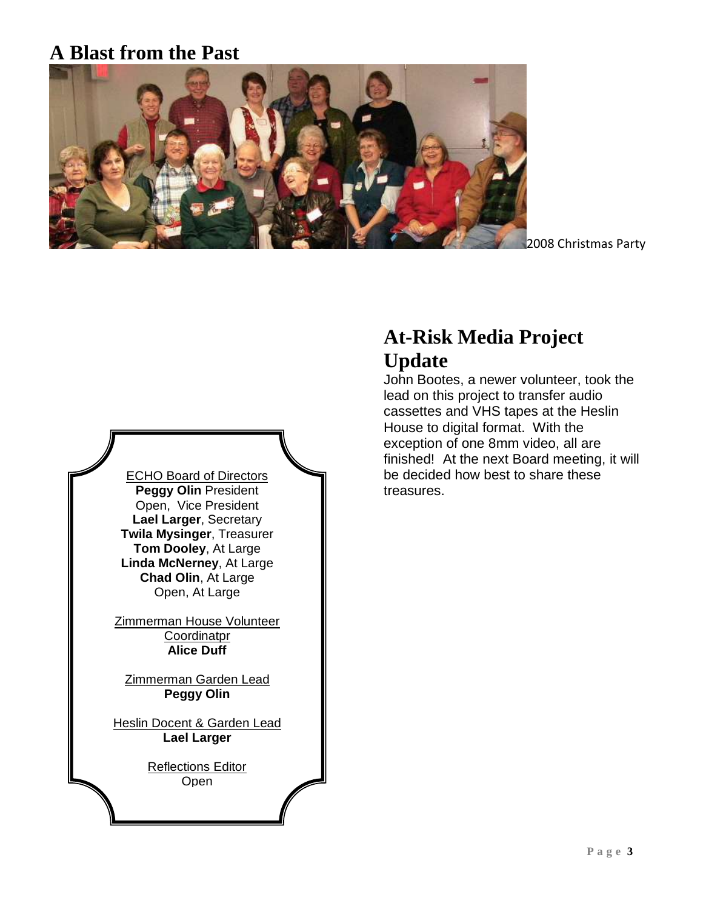# A Blast from the Past

2008 Christmas Party

## At-Risk Media Project Update

John Bootes, a newer volunteer, took the lead on this project to transfer audio cassettes and VHS tapes at the Heslin House to digital format. With the exception of one 8mm video, all are finished! At the next Board meeting, it will be decided how best to share these treasures.

ECHO Board of Directors
**Peggy Olin** President
Open, Vice President
**Lael Larger**, Secretary
**Twila Mysinger**, Treasurer
**Tom Dooley**, At Large
**Linda McNerney**, At Large
**Chad Olin**, At Large
Open, At Large

Zimmerman House Volunteer Coordinatpr
**Alice Duff**

Zimmerman Garden Lead
**Peggy Olin**

Heslin Docent & Garden Lead
**Lael Larger**

Reflections Editor
Open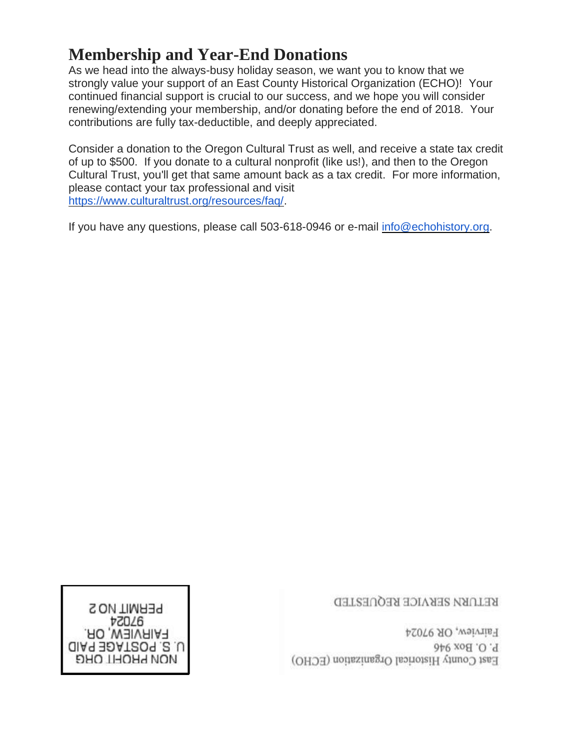## Membership and Year-End Donations

As we head into the always-busy holiday season, we want you to know that we strongly value your support of an East County Historical Organization (ECHO)! Your continued financial support is crucial to our success, and we hope you will consider renewing/extending your membership, and/or donating before the end of 2018. Your contributions are fully tax-deductible, and deeply appreciated.

Consider a donation to the Oregon Cultural Trust as well, and receive a state tax credit of up to $500. If you donate to a cultural nonprofit (like us!), and then to the Oregon Cultural Trust, you'll get that same amount back as a tax credit. For more information, please contact your tax professional and visit https://www.culturaltrust.org/resources/faq/.

If you have any questions, please call 503-618-0946 or e-mail info@echohistory.org.

NON PROFIT ORG
U. S. POSTAGE PAID
FAIRVIEW, OR.
97024
PERMIT NO 2

RETURN SERVICE REQUESTED

East County Historical Organization (ECHO)
P. O. Box 946
Fairview, OR 97024